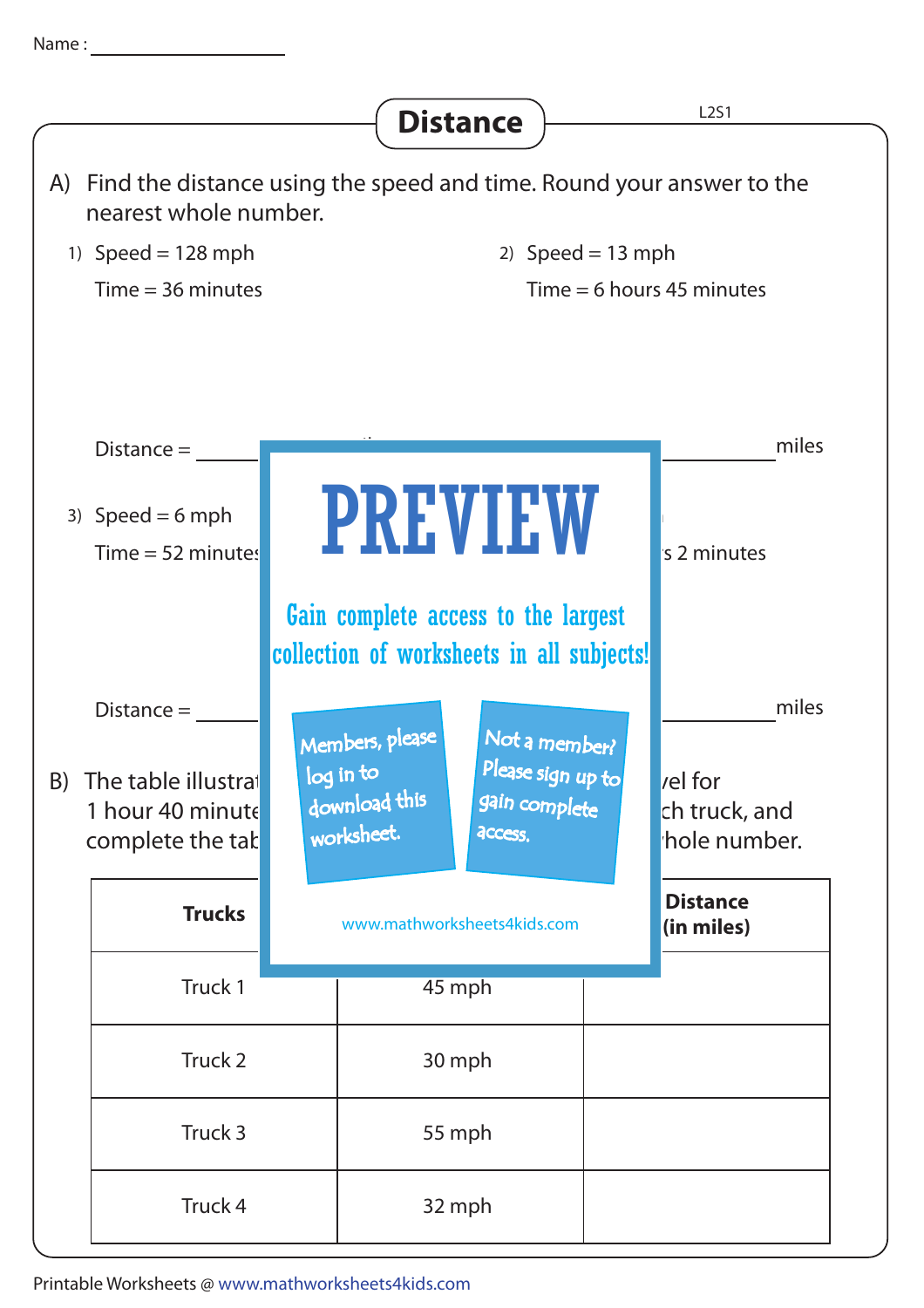Name : ________________

# Distance

L2S1

A) Find the distance using the speed and time. Round your answer to the nearest whole number.

1) Speed = 128 mph
   Time = 36 minutes

   Distance = ________

2) Speed = 13 mph
   Time = 6 hours 45 minutes

   ________ miles

3) Speed = 6 mph
   Time = 52 minutes

   Distance = ________

4) s 2 minutes

   ________ miles

PREVIEW

Gain complete access to the largest collection of worksheets in all subjects!

Members, please log in to download this worksheet.

Not a member? Please sign up to gain complete access.

www.mathworksheets4kids.com

B) The table illustrat ... vel for 1 hour 40 minute ... ch truck, and complete the tab ... hole number.

| Trucks | | Distance (in miles) |
|---|---|---|
| Truck 1 | 45 mph | |
| Truck 2 | 30 mph | |
| Truck 3 | 55 mph | |
| Truck 4 | 32 mph | |

Printable Worksheets @ www.mathworksheets4kids.com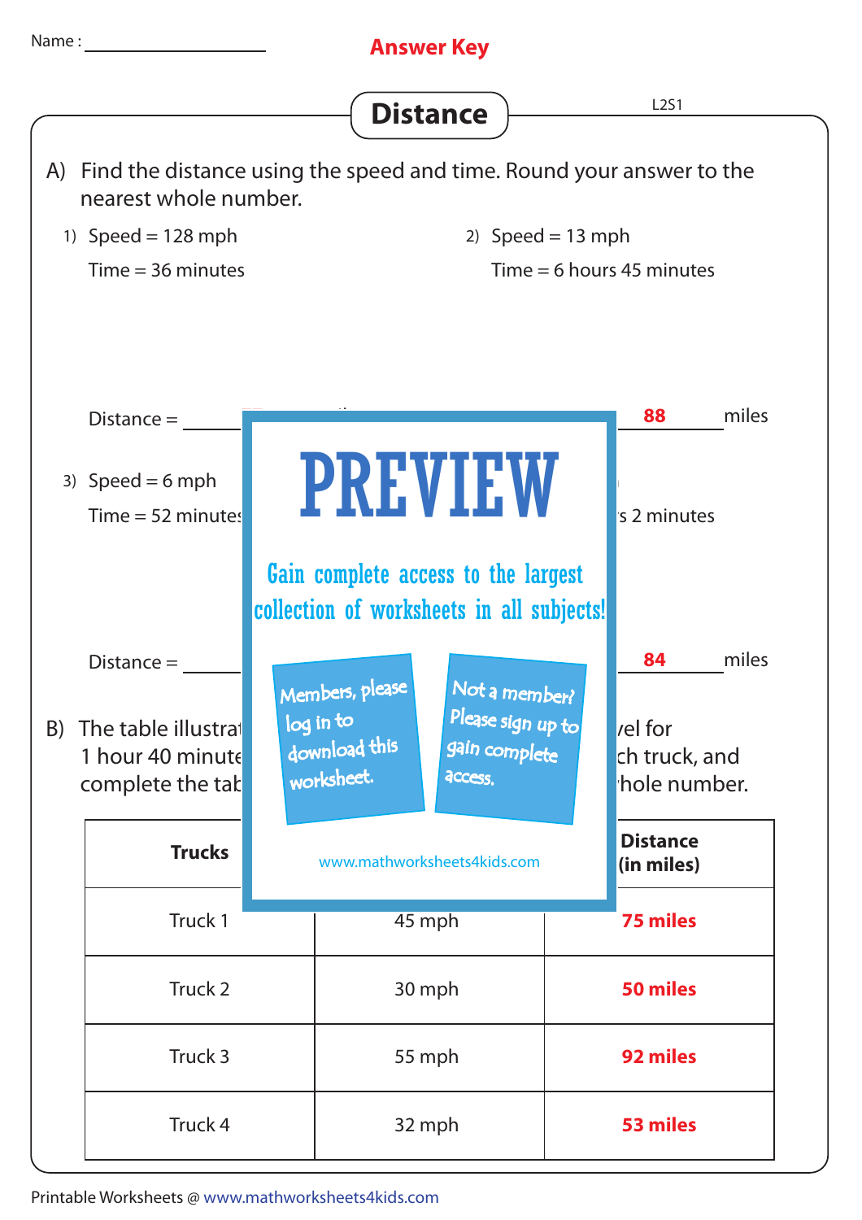Name : ____________

**Answer Key**

# Distance

L2S1

A) Find the distance using the speed and time. Round your answer to the nearest whole number.

1) Speed = 128 mph

Time = 36 minutes

Distance = ____________

2) Speed = 13 mph

Time = 6 hours 45 minutes

**88** miles

3) Speed = 6 mph

Time = 52 minutes

Distance = ____________

s 2 minutes

**84** miles

PREVIEW

Gain complete access to the largest collection of worksheets in all subjects!

Members, please log in to download this worksheet.

Not a member? Please sign up to gain complete access.

www.mathworksheets4kids.com

B) The table illustrat ... vel for 1 hour 40 minute ... ch truck, and complete the tab ... hole number.

| Trucks | | Distance (in miles) |
|---|---|---|
| Truck 1 | 45 mph | **75 miles** |
| Truck 2 | 30 mph | **50 miles** |
| Truck 3 | 55 mph | **92 miles** |
| Truck 4 | 32 mph | **53 miles** |

Printable Worksheets @ www.mathworksheets4kids.com